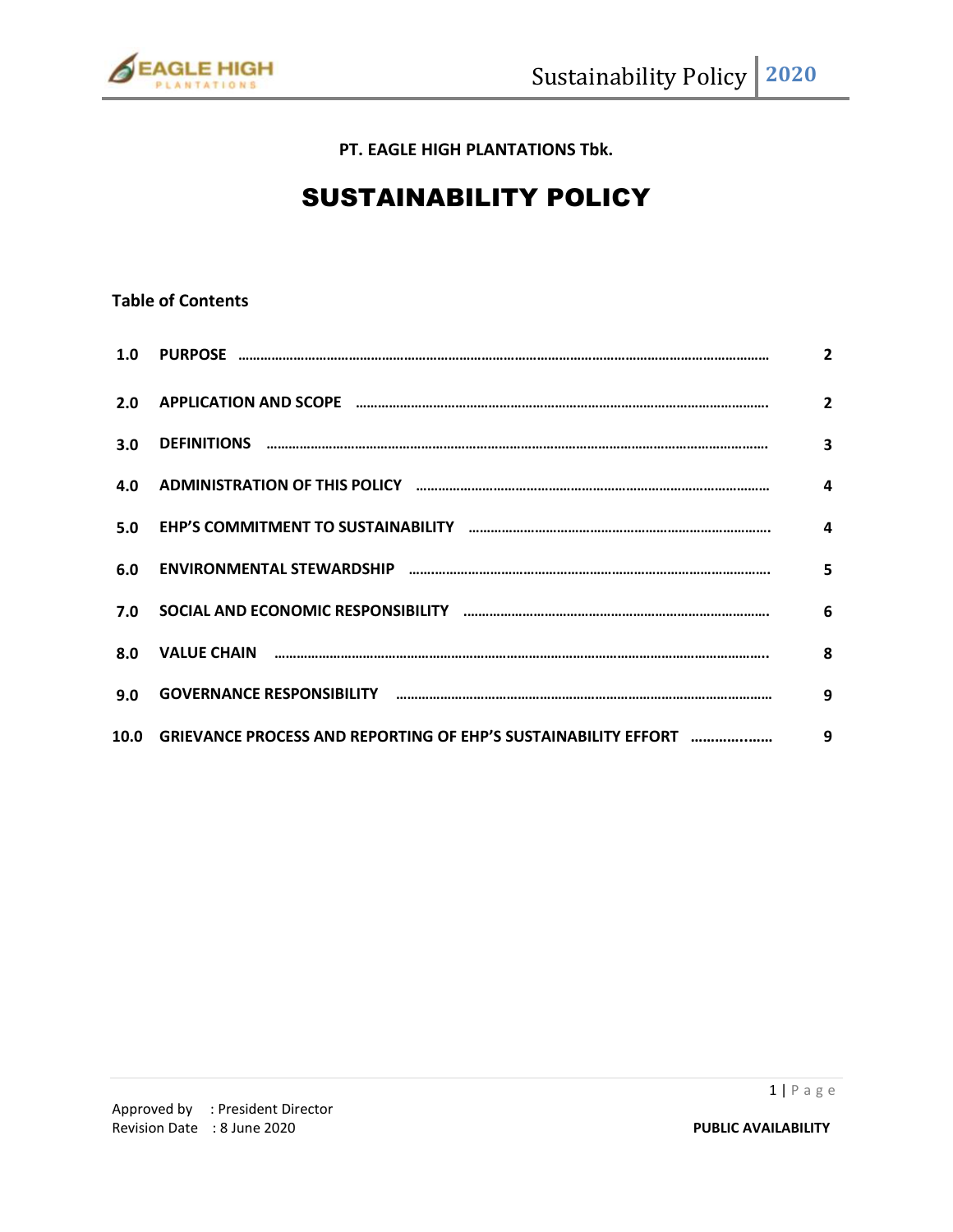**PT. EAGLE HIGH PLANTATIONS Tbk.**

# SUSTAINABILITY POLICY

**Table of Contents**

| | | |
|---|---|---|
| **1.0** | **PURPOSE** | **2** |
| **2.0** | **APPLICATION AND SCOPE** | **2** |
| **3.0** | **DEFINITIONS** | **3** |
| **4.0** | **ADMINISTRATION OF THIS POLICY** | **4** |
| **5.0** | **EHP'S COMMITMENT TO SUSTAINABILITY** | **4** |
| **6.0** | **ENVIRONMENTAL STEWARDSHIP** | **5** |
| **7.0** | **SOCIAL AND ECONOMIC RESPONSIBILITY** | **6** |
| **8.0** | **VALUE CHAIN** | **8** |
| **9.0** | **GOVERNANCE RESPONSIBILITY** | **9** |
| **10.0** | **GRIEVANCE PROCESS AND REPORTING OF EHP'S SUSTAINABILITY EFFORT** | **9** |

Approved by : President Director
Revision Date : 8 June 2020

**PUBLIC AVAILABILITY**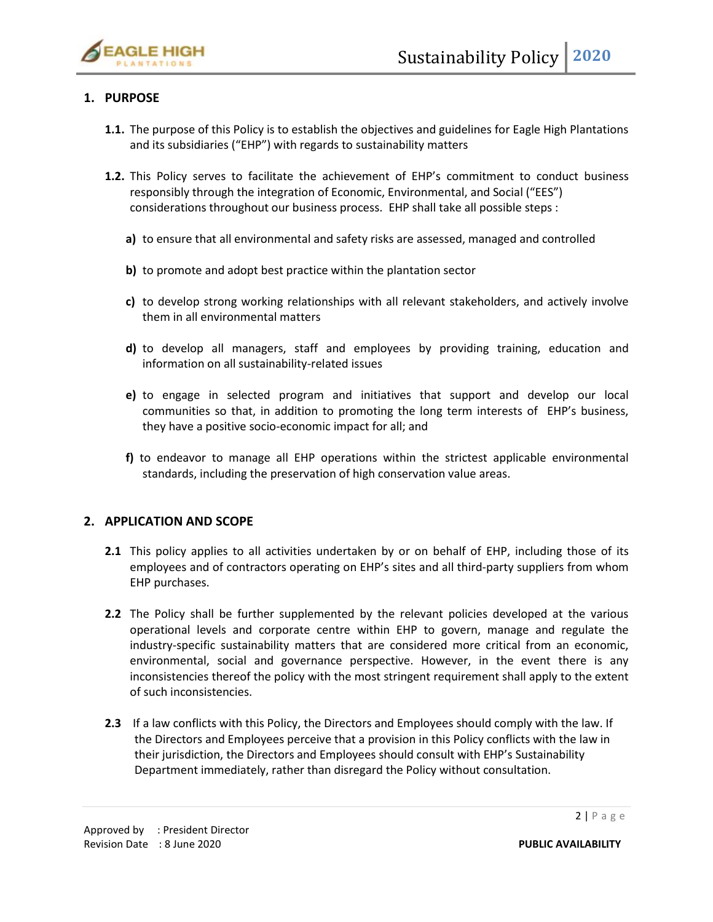## 1. PURPOSE

**1.1.** The purpose of this Policy is to establish the objectives and guidelines for Eagle High Plantations and its subsidiaries ("EHP") with regards to sustainability matters

**1.2.** This Policy serves to facilitate the achievement of EHP's commitment to conduct business responsibly through the integration of Economic, Environmental, and Social ("EES") considerations throughout our business process. EHP shall take all possible steps :

**a)** to ensure that all environmental and safety risks are assessed, managed and controlled

**b)** to promote and adopt best practice within the plantation sector

**c)** to develop strong working relationships with all relevant stakeholders, and actively involve them in all environmental matters

**d)** to develop all managers, staff and employees by providing training, education and information on all sustainability-related issues

**e)** to engage in selected program and initiatives that support and develop our local communities so that, in addition to promoting the long term interests of EHP's business, they have a positive socio-economic impact for all; and

**f)** to endeavor to manage all EHP operations within the strictest applicable environmental standards, including the preservation of high conservation value areas.

## 2. APPLICATION AND SCOPE

**2.1** This policy applies to all activities undertaken by or on behalf of EHP, including those of its employees and of contractors operating on EHP's sites and all third-party suppliers from whom EHP purchases.

**2.2** The Policy shall be further supplemented by the relevant policies developed at the various operational levels and corporate centre within EHP to govern, manage and regulate the industry-specific sustainability matters that are considered more critical from an economic, environmental, social and governance perspective. However, in the event there is any inconsistencies thereof the policy with the most stringent requirement shall apply to the extent of such inconsistencies.

**2.3** If a law conflicts with this Policy, the Directors and Employees should comply with the law. If the Directors and Employees perceive that a provision in this Policy conflicts with the law in their jurisdiction, the Directors and Employees should consult with EHP's Sustainability Department immediately, rather than disregard the Policy without consultation.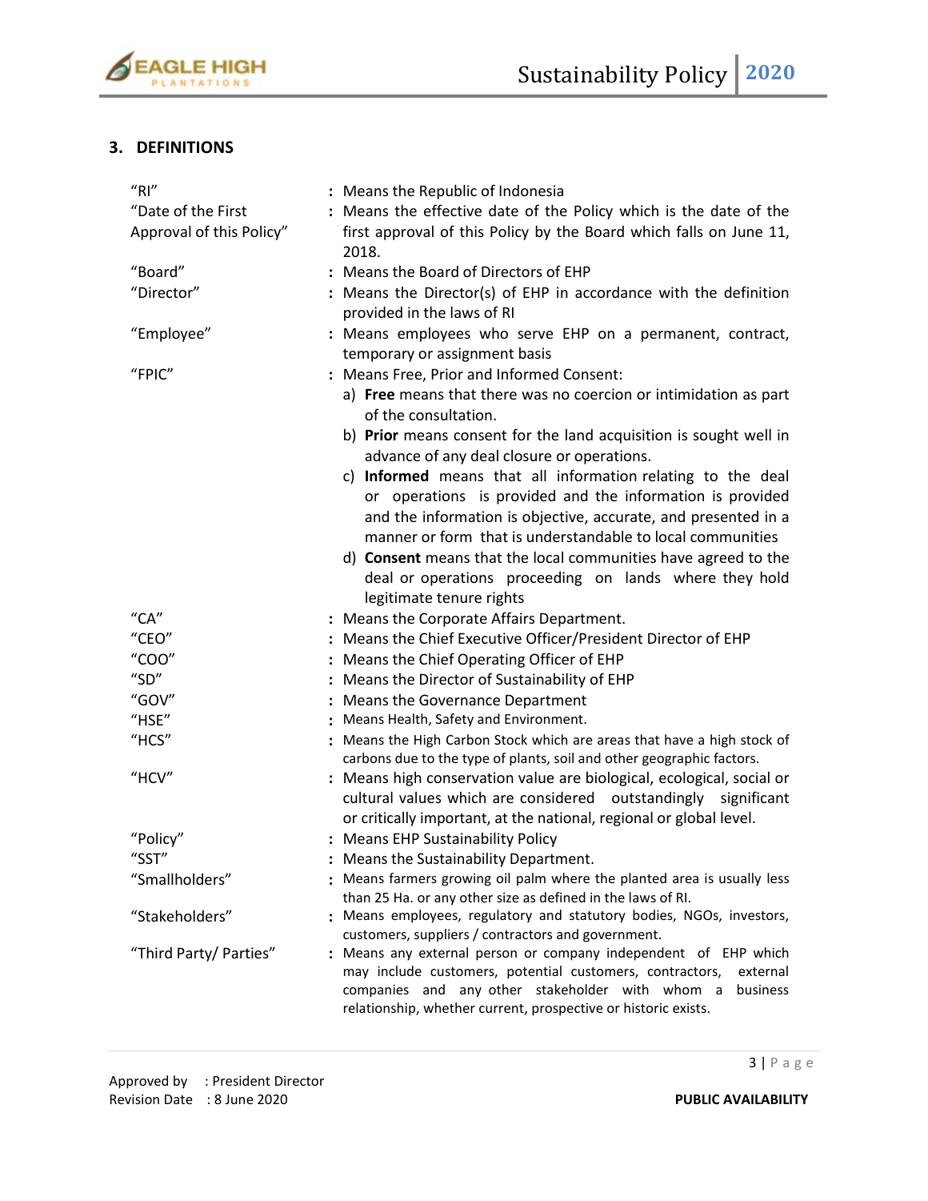## 3. DEFINITIONS

| Term | Definition |
| --- | --- |
| "RI" | Means the Republic of Indonesia |
| "Date of the First Approval of this Policy" | Means the effective date of the Policy which is the date of the first approval of this Policy by the Board which falls on June 11, 2018. |
| "Board" | Means the Board of Directors of EHP |
| "Director" | Means the Director(s) of EHP in accordance with the definition provided in the laws of RI |
| "Employee" | Means employees who serve EHP on a permanent, contract, temporary or assignment basis |
| "FPIC" | Means Free, Prior and Informed Consent:<br>a) **Free** means that there was no coercion or intimidation as part of the consultation.<br>b) **Prior** means consent for the land acquisition is sought well in advance of any deal closure or operations.<br>c) **Informed** means that all information relating to the deal or operations is provided and the information is provided and the information is objective, accurate, and presented in a manner or form that is understandable to local communities<br>d) **Consent** means that the local communities have agreed to the deal or operations proceeding on lands where they hold legitimate tenure rights |
| "CA" | Means the Corporate Affairs Department. |
| "CEO" | Means the Chief Executive Officer/President Director of EHP |
| "COO" | Means the Chief Operating Officer of EHP |
| "SD" | Means the Director of Sustainability of EHP |
| "GOV" | Means the Governance Department |
| "HSE" | Means Health, Safety and Environment. |
| "HCS" | Means the High Carbon Stock which are areas that have a high stock of carbons due to the type of plants, soil and other geographic factors. |
| "HCV" | Means high conservation value are biological, ecological, social or cultural values which are considered outstandingly significant or critically important, at the national, regional or global level. |
| "Policy" | Means EHP Sustainability Policy |
| "SST" | Means the Sustainability Department. |
| "Smallholders" | Means farmers growing oil palm where the planted area is usually less than 25 Ha. or any other size as defined in the laws of RI. |
| "Stakeholders" | Means employees, regulatory and statutory bodies, NGOs, investors, customers, suppliers / contractors and government. |
| "Third Party/ Parties" | Means any external person or company independent of EHP which may include customers, potential customers, contractors, external companies and any other stakeholder with whom a business relationship, whether current, prospective or historic exists. |

Approved by : President Director
Revision Date : 8 June 2020

**PUBLIC AVAILABILITY**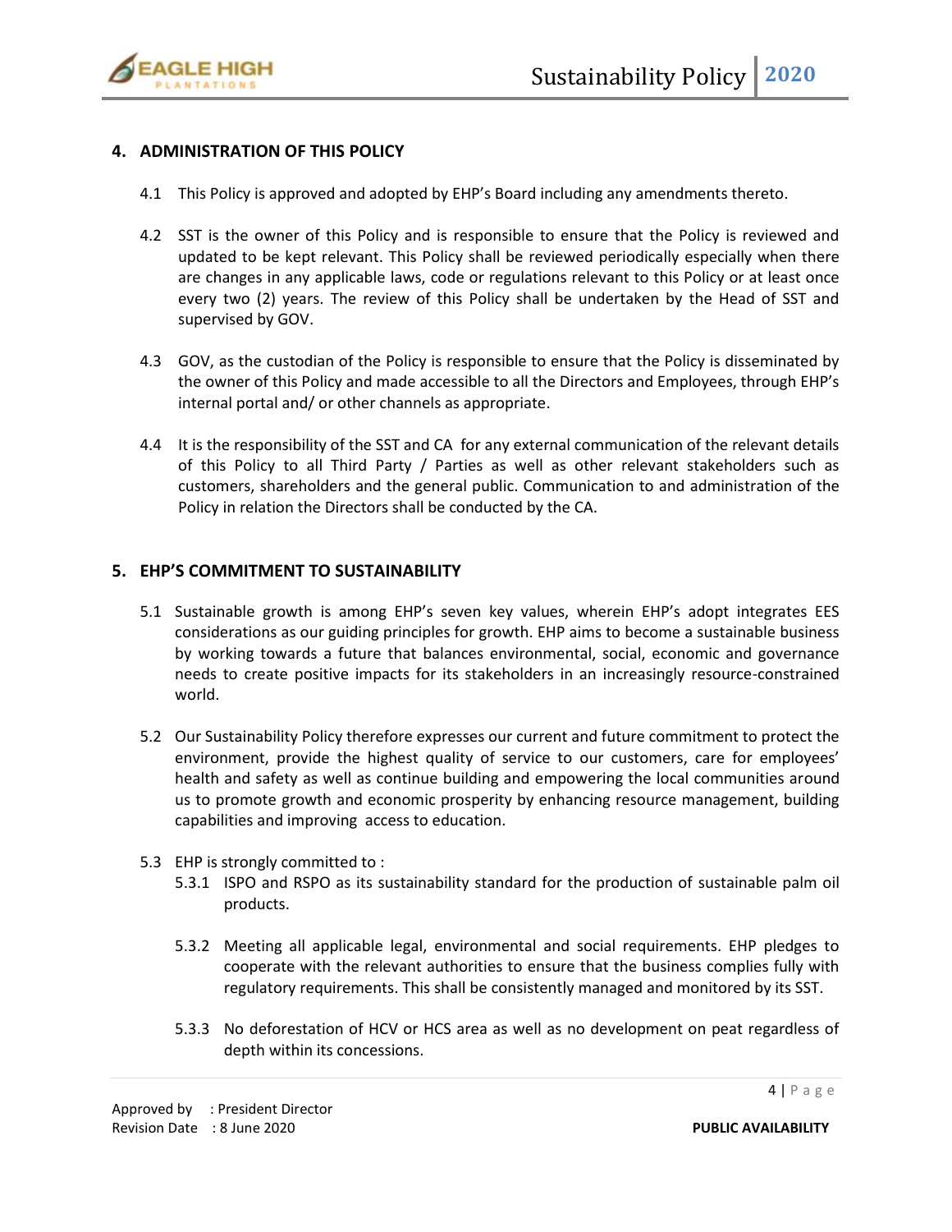## 4. ADMINISTRATION OF THIS POLICY

4.1 This Policy is approved and adopted by EHP's Board including any amendments thereto.

4.2 SST is the owner of this Policy and is responsible to ensure that the Policy is reviewed and updated to be kept relevant. This Policy shall be reviewed periodically especially when there are changes in any applicable laws, code or regulations relevant to this Policy or at least once every two (2) years. The review of this Policy shall be undertaken by the Head of SST and supervised by GOV.

4.3 GOV, as the custodian of the Policy is responsible to ensure that the Policy is disseminated by the owner of this Policy and made accessible to all the Directors and Employees, through EHP's internal portal and/ or other channels as appropriate.

4.4 It is the responsibility of the SST and CA for any external communication of the relevant details of this Policy to all Third Party / Parties as well as other relevant stakeholders such as customers, shareholders and the general public. Communication to and administration of the Policy in relation the Directors shall be conducted by the CA.

## 5. EHP'S COMMITMENT TO SUSTAINABILITY

5.1 Sustainable growth is among EHP's seven key values, wherein EHP's adopt integrates EES considerations as our guiding principles for growth. EHP aims to become a sustainable business by working towards a future that balances environmental, social, economic and governance needs to create positive impacts for its stakeholders in an increasingly resource-constrained world.

5.2 Our Sustainability Policy therefore expresses our current and future commitment to protect the environment, provide the highest quality of service to our customers, care for employees' health and safety as well as continue building and empowering the local communities around us to promote growth and economic prosperity by enhancing resource management, building capabilities and improving access to education.

5.3 EHP is strongly committed to :

5.3.1 ISPO and RSPO as its sustainability standard for the production of sustainable palm oil products.

5.3.2 Meeting all applicable legal, environmental and social requirements. EHP pledges to cooperate with the relevant authorities to ensure that the business complies fully with regulatory requirements. This shall be consistently managed and monitored by its SST.

5.3.3 No deforestation of HCV or HCS area as well as no development on peat regardless of depth within its concessions.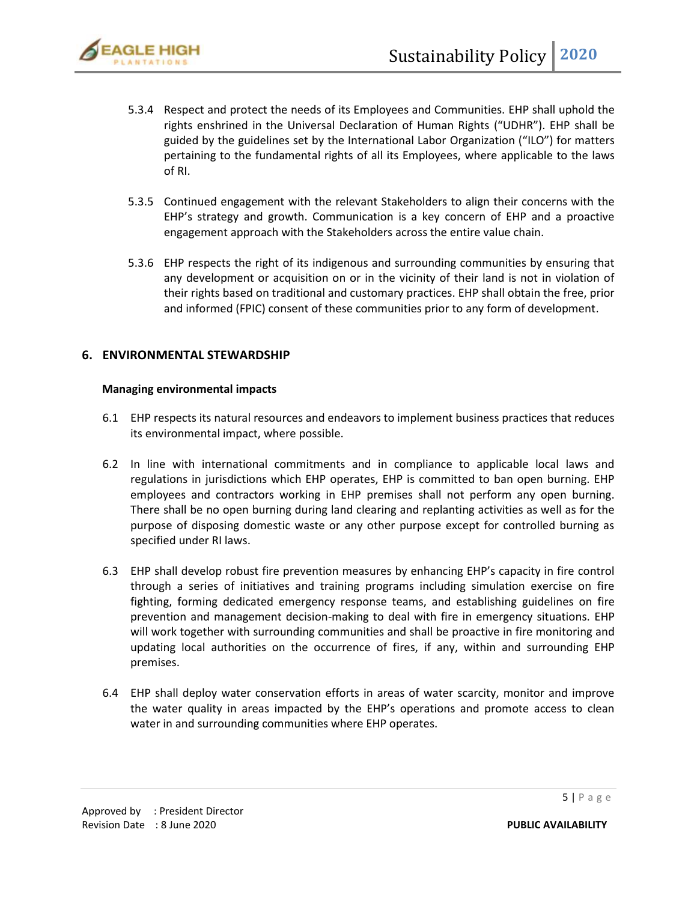5.3.4 Respect and protect the needs of its Employees and Communities. EHP shall uphold the rights enshrined in the Universal Declaration of Human Rights ("UDHR"). EHP shall be guided by the guidelines set by the International Labor Organization ("ILO") for matters pertaining to the fundamental rights of all its Employees, where applicable to the laws of RI.

5.3.5 Continued engagement with the relevant Stakeholders to align their concerns with the EHP's strategy and growth. Communication is a key concern of EHP and a proactive engagement approach with the Stakeholders across the entire value chain.

5.3.6 EHP respects the right of its indigenous and surrounding communities by ensuring that any development or acquisition on or in the vicinity of their land is not in violation of their rights based on traditional and customary practices. EHP shall obtain the free, prior and informed (FPIC) consent of these communities prior to any form of development.

## 6. ENVIRONMENTAL STEWARDSHIP

**Managing environmental impacts**

6.1 EHP respects its natural resources and endeavors to implement business practices that reduces its environmental impact, where possible.

6.2 In line with international commitments and in compliance to applicable local laws and regulations in jurisdictions which EHP operates, EHP is committed to ban open burning. EHP employees and contractors working in EHP premises shall not perform any open burning. There shall be no open burning during land clearing and replanting activities as well as for the purpose of disposing domestic waste or any other purpose except for controlled burning as specified under RI laws.

6.3 EHP shall develop robust fire prevention measures by enhancing EHP's capacity in fire control through a series of initiatives and training programs including simulation exercise on fire fighting, forming dedicated emergency response teams, and establishing guidelines on fire prevention and management decision-making to deal with fire in emergency situations. EHP will work together with surrounding communities and shall be proactive in fire monitoring and updating local authorities on the occurrence of fires, if any, within and surrounding EHP premises.

6.4 EHP shall deploy water conservation efforts in areas of water scarcity, monitor and improve the water quality in areas impacted by the EHP's operations and promote access to clean water in and surrounding communities where EHP operates.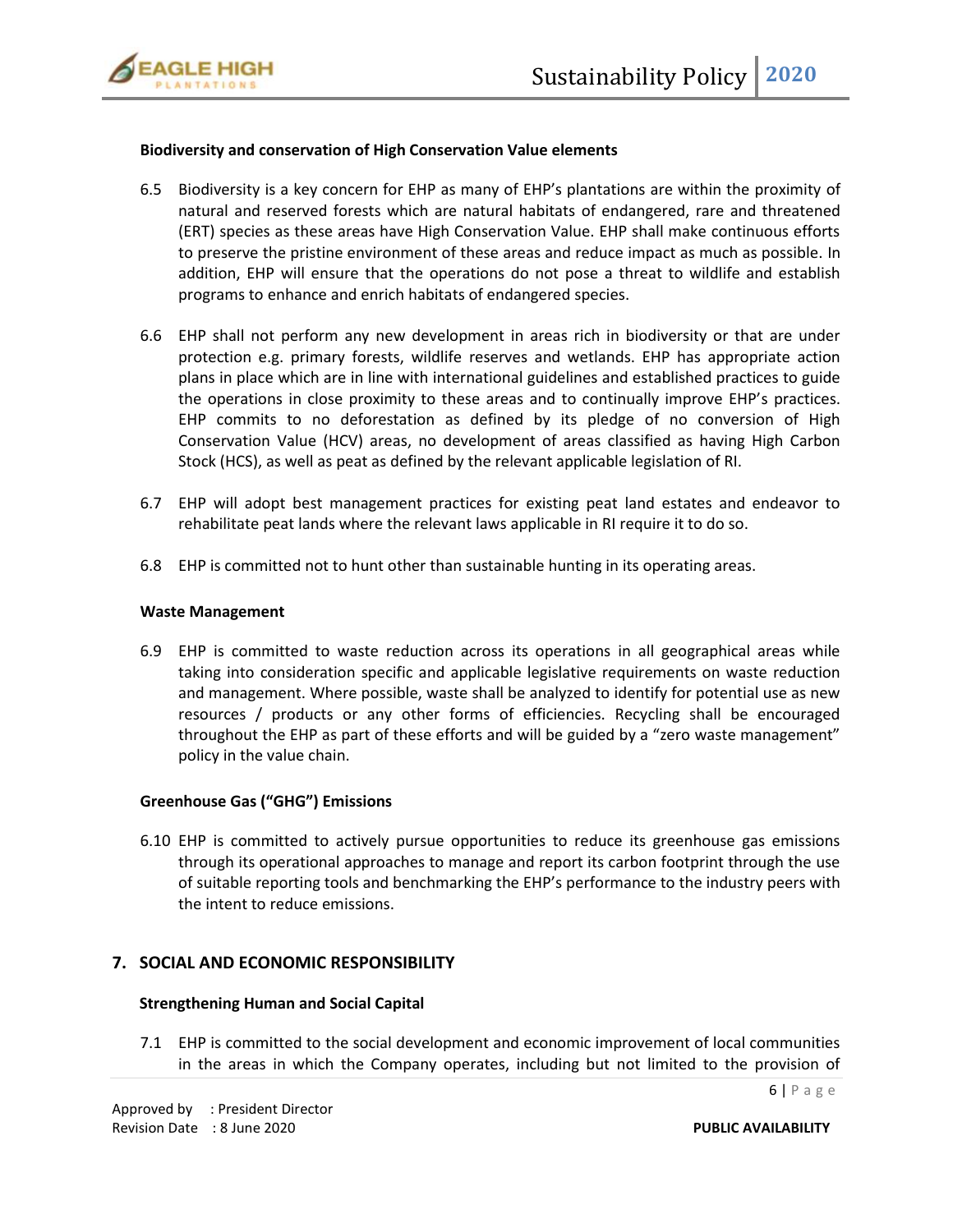**Biodiversity and conservation of High Conservation Value elements**

6.5 Biodiversity is a key concern for EHP as many of EHP's plantations are within the proximity of natural and reserved forests which are natural habitats of endangered, rare and threatened (ERT) species as these areas have High Conservation Value. EHP shall make continuous efforts to preserve the pristine environment of these areas and reduce impact as much as possible. In addition, EHP will ensure that the operations do not pose a threat to wildlife and establish programs to enhance and enrich habitats of endangered species.

6.6 EHP shall not perform any new development in areas rich in biodiversity or that are under protection e.g. primary forests, wildlife reserves and wetlands. EHP has appropriate action plans in place which are in line with international guidelines and established practices to guide the operations in close proximity to these areas and to continually improve EHP's practices. EHP commits to no deforestation as defined by its pledge of no conversion of High Conservation Value (HCV) areas, no development of areas classified as having High Carbon Stock (HCS), as well as peat as defined by the relevant applicable legislation of RI.

6.7 EHP will adopt best management practices for existing peat land estates and endeavor to rehabilitate peat lands where the relevant laws applicable in RI require it to do so.

6.8 EHP is committed not to hunt other than sustainable hunting in its operating areas.

**Waste Management**

6.9 EHP is committed to waste reduction across its operations in all geographical areas while taking into consideration specific and applicable legislative requirements on waste reduction and management. Where possible, waste shall be analyzed to identify for potential use as new resources / products or any other forms of efficiencies. Recycling shall be encouraged throughout the EHP as part of these efforts and will be guided by a "zero waste management" policy in the value chain.

**Greenhouse Gas ("GHG") Emissions**

6.10 EHP is committed to actively pursue opportunities to reduce its greenhouse gas emissions through its operational approaches to manage and report its carbon footprint through the use of suitable reporting tools and benchmarking the EHP's performance to the industry peers with the intent to reduce emissions.

## 7. SOCIAL AND ECONOMIC RESPONSIBILITY

**Strengthening Human and Social Capital**

7.1 EHP is committed to the social development and economic improvement of local communities in the areas in which the Company operates, including but not limited to the provision of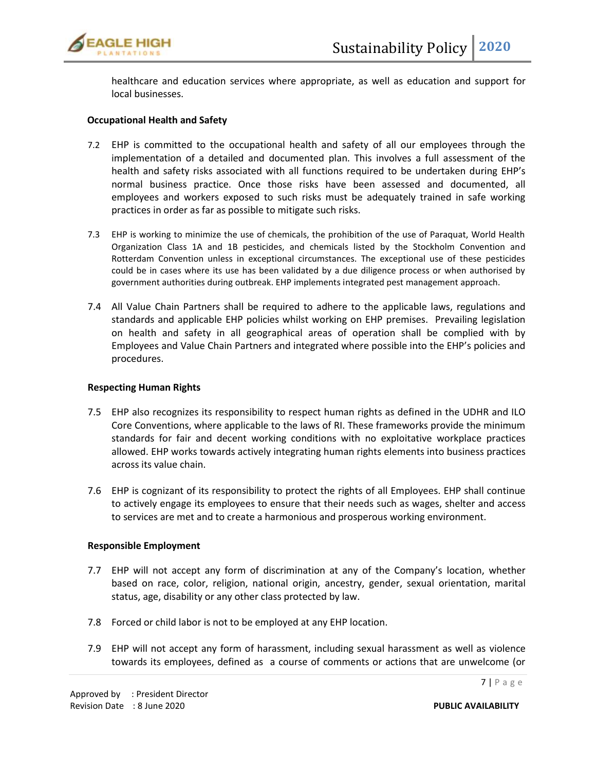healthcare and education services where appropriate, as well as education and support for local businesses.

**Occupational Health and Safety**

7.2 EHP is committed to the occupational health and safety of all our employees through the implementation of a detailed and documented plan. This involves a full assessment of the health and safety risks associated with all functions required to be undertaken during EHP's normal business practice. Once those risks have been assessed and documented, all employees and workers exposed to such risks must be adequately trained in safe working practices in order as far as possible to mitigate such risks.

7.3 EHP is working to minimize the use of chemicals, the prohibition of the use of Paraquat, World Health Organization Class 1A and 1B pesticides, and chemicals listed by the Stockholm Convention and Rotterdam Convention unless in exceptional circumstances. The exceptional use of these pesticides could be in cases where its use has been validated by a due diligence process or when authorised by government authorities during outbreak. EHP implements integrated pest management approach.

7.4 All Value Chain Partners shall be required to adhere to the applicable laws, regulations and standards and applicable EHP policies whilst working on EHP premises. Prevailing legislation on health and safety in all geographical areas of operation shall be complied with by Employees and Value Chain Partners and integrated where possible into the EHP's policies and procedures.

**Respecting Human Rights**

7.5 EHP also recognizes its responsibility to respect human rights as defined in the UDHR and ILO Core Conventions, where applicable to the laws of RI. These frameworks provide the minimum standards for fair and decent working conditions with no exploitative workplace practices allowed. EHP works towards actively integrating human rights elements into business practices across its value chain.

7.6 EHP is cognizant of its responsibility to protect the rights of all Employees. EHP shall continue to actively engage its employees to ensure that their needs such as wages, shelter and access to services are met and to create a harmonious and prosperous working environment.

**Responsible Employment**

7.7 EHP will not accept any form of discrimination at any of the Company's location, whether based on race, color, religion, national origin, ancestry, gender, sexual orientation, marital status, age, disability or any other class protected by law.

7.8 Forced or child labor is not to be employed at any EHP location.

7.9 EHP will not accept any form of harassment, including sexual harassment as well as violence towards its employees, defined as a course of comments or actions that are unwelcome (or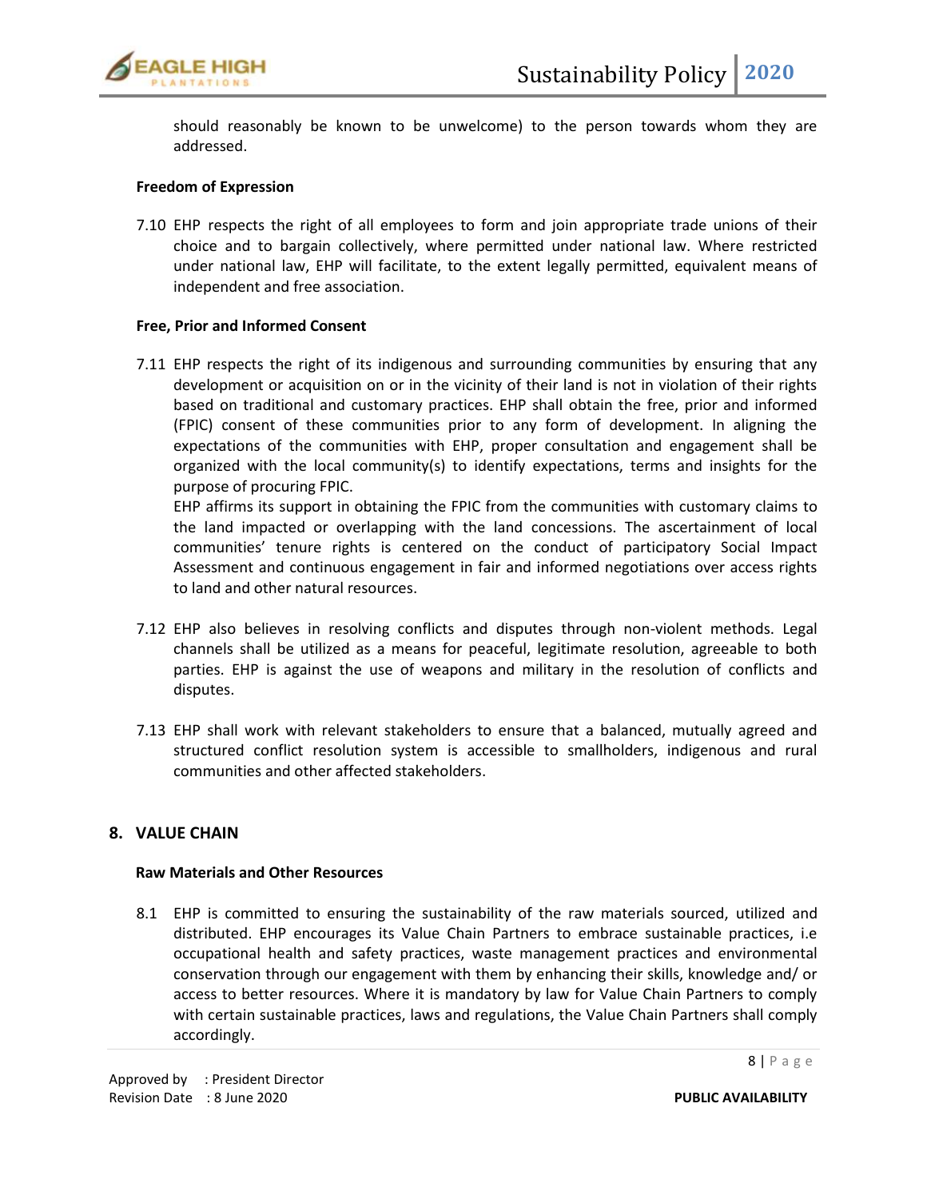should reasonably be known to be unwelcome) to the person towards whom they are addressed.

**Freedom of Expression**

7.10 EHP respects the right of all employees to form and join appropriate trade unions of their choice and to bargain collectively, where permitted under national law. Where restricted under national law, EHP will facilitate, to the extent legally permitted, equivalent means of independent and free association.

**Free, Prior and Informed Consent**

7.11 EHP respects the right of its indigenous and surrounding communities by ensuring that any development or acquisition on or in the vicinity of their land is not in violation of their rights based on traditional and customary practices. EHP shall obtain the free, prior and informed (FPIC) consent of these communities prior to any form of development. In aligning the expectations of the communities with EHP, proper consultation and engagement shall be organized with the local community(s) to identify expectations, terms and insights for the purpose of procuring FPIC.

EHP affirms its support in obtaining the FPIC from the communities with customary claims to the land impacted or overlapping with the land concessions. The ascertainment of local communities' tenure rights is centered on the conduct of participatory Social Impact Assessment and continuous engagement in fair and informed negotiations over access rights to land and other natural resources.

7.12 EHP also believes in resolving conflicts and disputes through non-violent methods. Legal channels shall be utilized as a means for peaceful, legitimate resolution, agreeable to both parties. EHP is against the use of weapons and military in the resolution of conflicts and disputes.

7.13 EHP shall work with relevant stakeholders to ensure that a balanced, mutually agreed and structured conflict resolution system is accessible to smallholders, indigenous and rural communities and other affected stakeholders.

## 8. VALUE CHAIN

**Raw Materials and Other Resources**

8.1 EHP is committed to ensuring the sustainability of the raw materials sourced, utilized and distributed. EHP encourages its Value Chain Partners to embrace sustainable practices, i.e occupational health and safety practices, waste management practices and environmental conservation through our engagement with them by enhancing their skills, knowledge and/ or access to better resources. Where it is mandatory by law for Value Chain Partners to comply with certain sustainable practices, laws and regulations, the Value Chain Partners shall comply accordingly.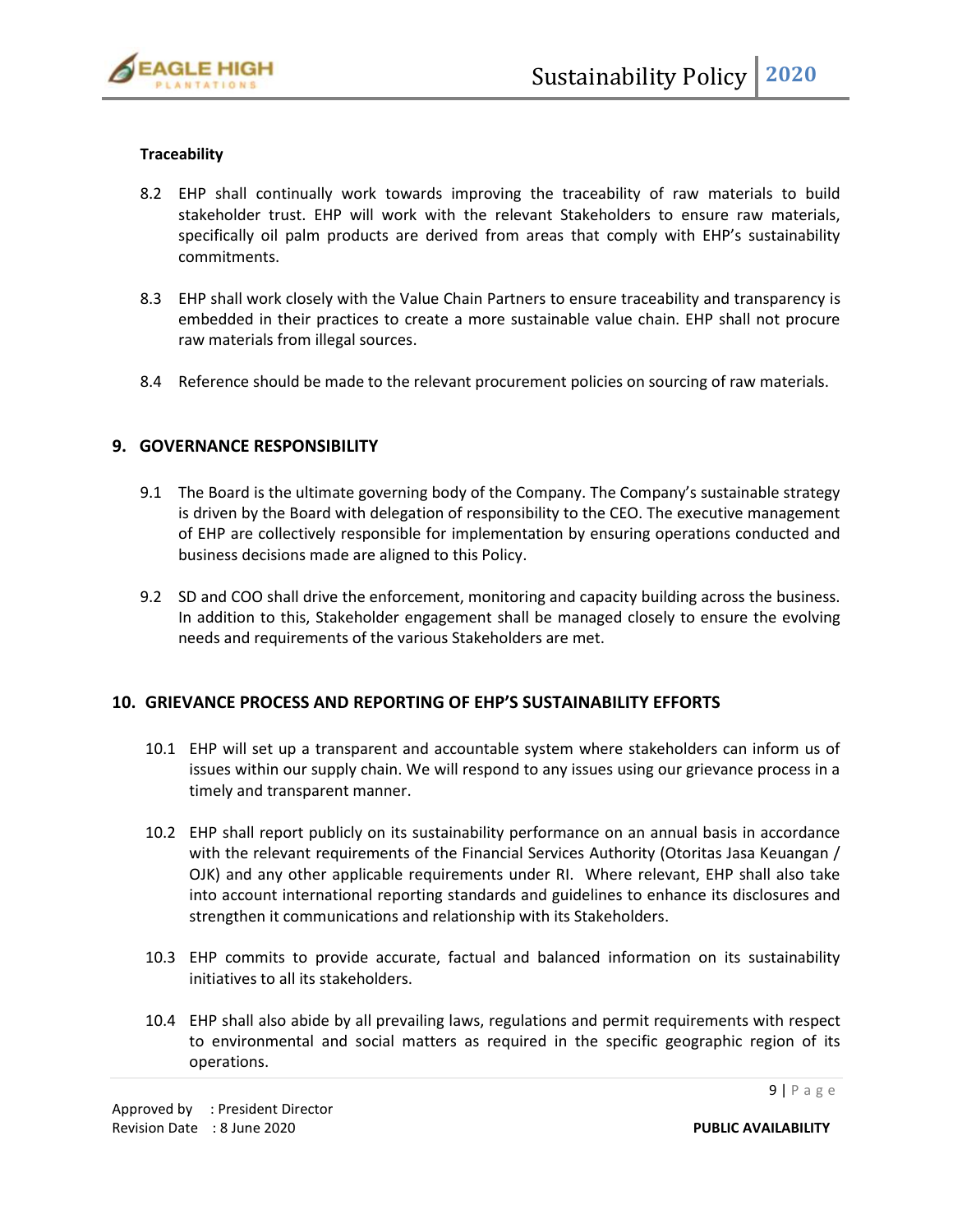**Traceability**

8.2 EHP shall continually work towards improving the traceability of raw materials to build stakeholder trust. EHP will work with the relevant Stakeholders to ensure raw materials, specifically oil palm products are derived from areas that comply with EHP's sustainability commitments.

8.3 EHP shall work closely with the Value Chain Partners to ensure traceability and transparency is embedded in their practices to create a more sustainable value chain. EHP shall not procure raw materials from illegal sources.

8.4 Reference should be made to the relevant procurement policies on sourcing of raw materials.

## 9. GOVERNANCE RESPONSIBILITY

9.1 The Board is the ultimate governing body of the Company. The Company's sustainable strategy is driven by the Board with delegation of responsibility to the CEO. The executive management of EHP are collectively responsible for implementation by ensuring operations conducted and business decisions made are aligned to this Policy.

9.2 SD and COO shall drive the enforcement, monitoring and capacity building across the business. In addition to this, Stakeholder engagement shall be managed closely to ensure the evolving needs and requirements of the various Stakeholders are met.

## 10. GRIEVANCE PROCESS AND REPORTING OF EHP'S SUSTAINABILITY EFFORTS

10.1 EHP will set up a transparent and accountable system where stakeholders can inform us of issues within our supply chain. We will respond to any issues using our grievance process in a timely and transparent manner.

10.2 EHP shall report publicly on its sustainability performance on an annual basis in accordance with the relevant requirements of the Financial Services Authority (Otoritas Jasa Keuangan / OJK) and any other applicable requirements under RI. Where relevant, EHP shall also take into account international reporting standards and guidelines to enhance its disclosures and strengthen it communications and relationship with its Stakeholders.

10.3 EHP commits to provide accurate, factual and balanced information on its sustainability initiatives to all its stakeholders.

10.4 EHP shall also abide by all prevailing laws, regulations and permit requirements with respect to environmental and social matters as required in the specific geographic region of its operations.